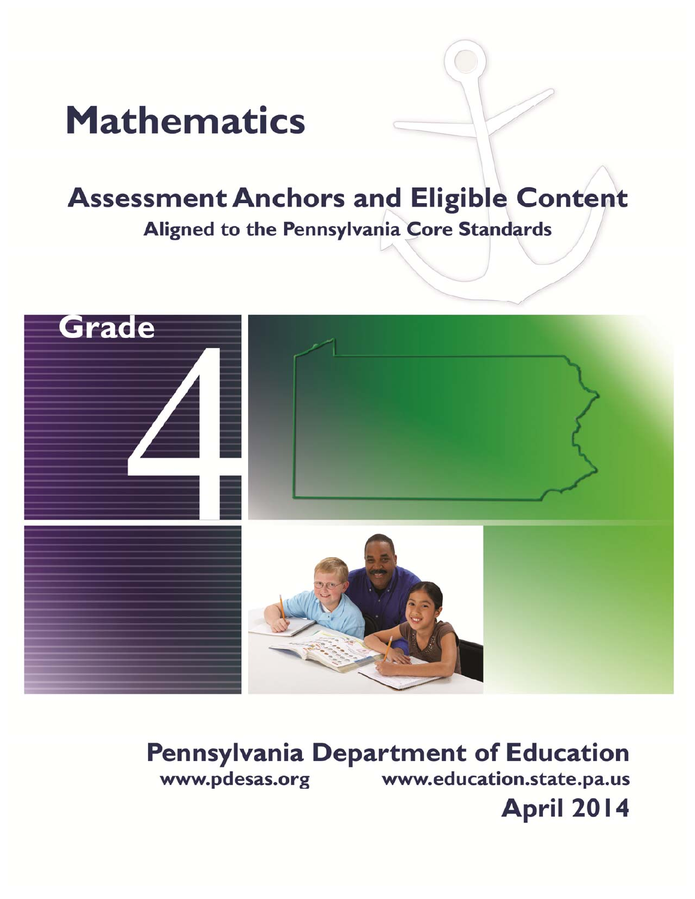# Mathematics

## Assessment Anchors and Eligible Content

### Aligned to the Pennsylvania Core Standards

Grade 4

**Pennsylvania Department of Education**

www.pdesas.org www.education.state.pa.us

**April 2014**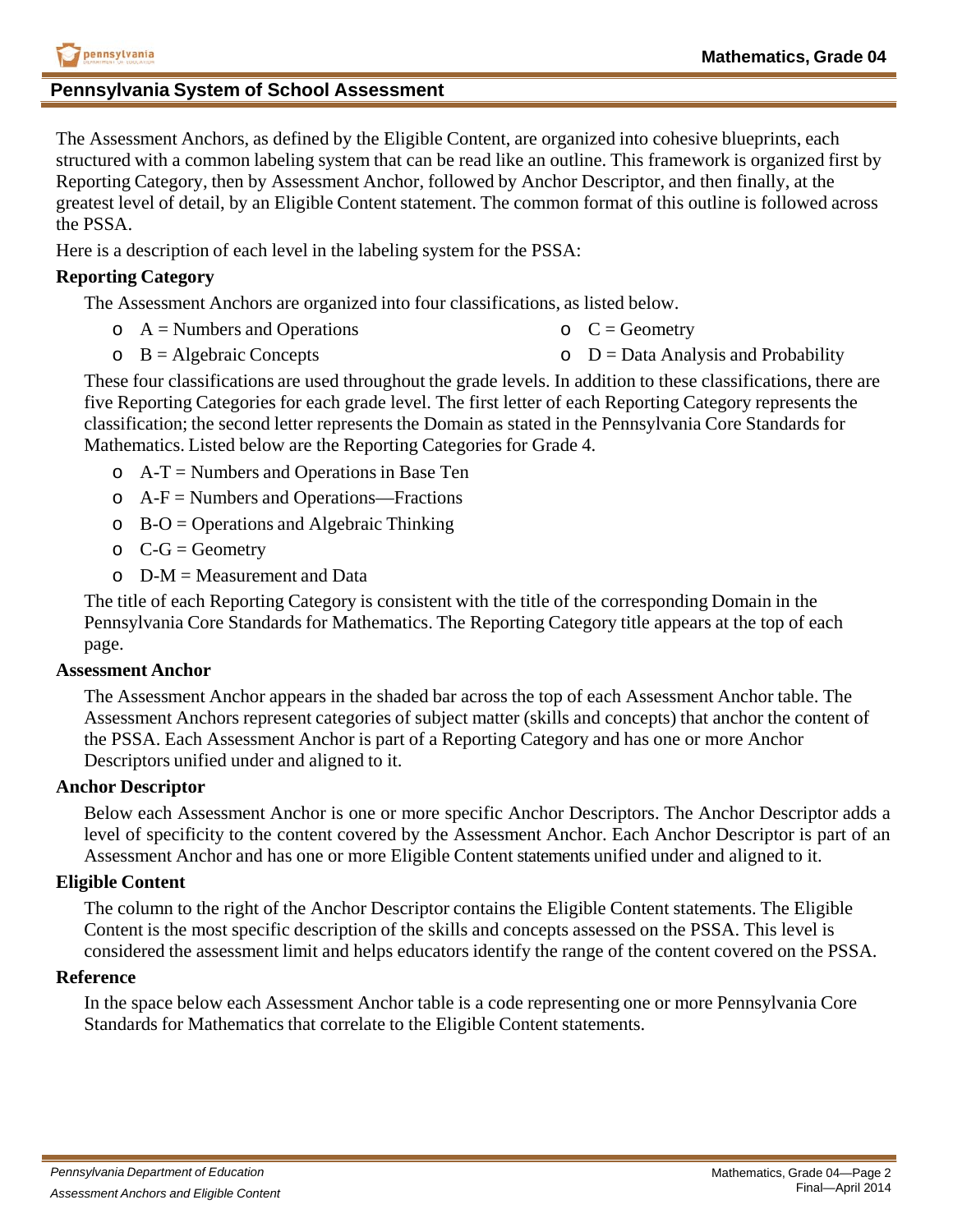## Pennsylvania System of School Assessment

The Assessment Anchors, as defined by the Eligible Content, are organized into cohesive blueprints, each structured with a common labeling system that can be read like an outline. This framework is organized first by Reporting Category, then by Assessment Anchor, followed by Anchor Descriptor, and then finally, at the greatest level of detail, by an Eligible Content statement. The common format of this outline is followed across the PSSA.

Here is a description of each level in the labeling system for the PSSA:

**Reporting Category**

The Assessment Anchors are organized into four classifications, as listed below.

- A = Numbers and Operations
- B = Algebraic Concepts
- C = Geometry
- D = Data Analysis and Probability

These four classifications are used throughout the grade levels. In addition to these classifications, there are five Reporting Categories for each grade level. The first letter of each Reporting Category represents the classification; the second letter represents the Domain as stated in the Pennsylvania Core Standards for Mathematics. Listed below are the Reporting Categories for Grade 4.

- A-T = Numbers and Operations in Base Ten
- A-F = Numbers and Operations—Fractions
- B-O = Operations and Algebraic Thinking
- C-G = Geometry
- D-M = Measurement and Data

The title of each Reporting Category is consistent with the title of the corresponding Domain in the Pennsylvania Core Standards for Mathematics. The Reporting Category title appears at the top of each page.

**Assessment Anchor**

The Assessment Anchor appears in the shaded bar across the top of each Assessment Anchor table. The Assessment Anchors represent categories of subject matter (skills and concepts) that anchor the content of the PSSA. Each Assessment Anchor is part of a Reporting Category and has one or more Anchor Descriptors unified under and aligned to it.

**Anchor Descriptor**

Below each Assessment Anchor is one or more specific Anchor Descriptors. The Anchor Descriptor adds a level of specificity to the content covered by the Assessment Anchor. Each Anchor Descriptor is part of an Assessment Anchor and has one or more Eligible Content statements unified under and aligned to it.

**Eligible Content**

The column to the right of the Anchor Descriptor contains the Eligible Content statements. The Eligible Content is the most specific description of the skills and concepts assessed on the PSSA. This level is considered the assessment limit and helps educators identify the range of the content covered on the PSSA.

**Reference**

In the space below each Assessment Anchor table is a code representing one or more Pennsylvania Core Standards for Mathematics that correlate to the Eligible Content statements.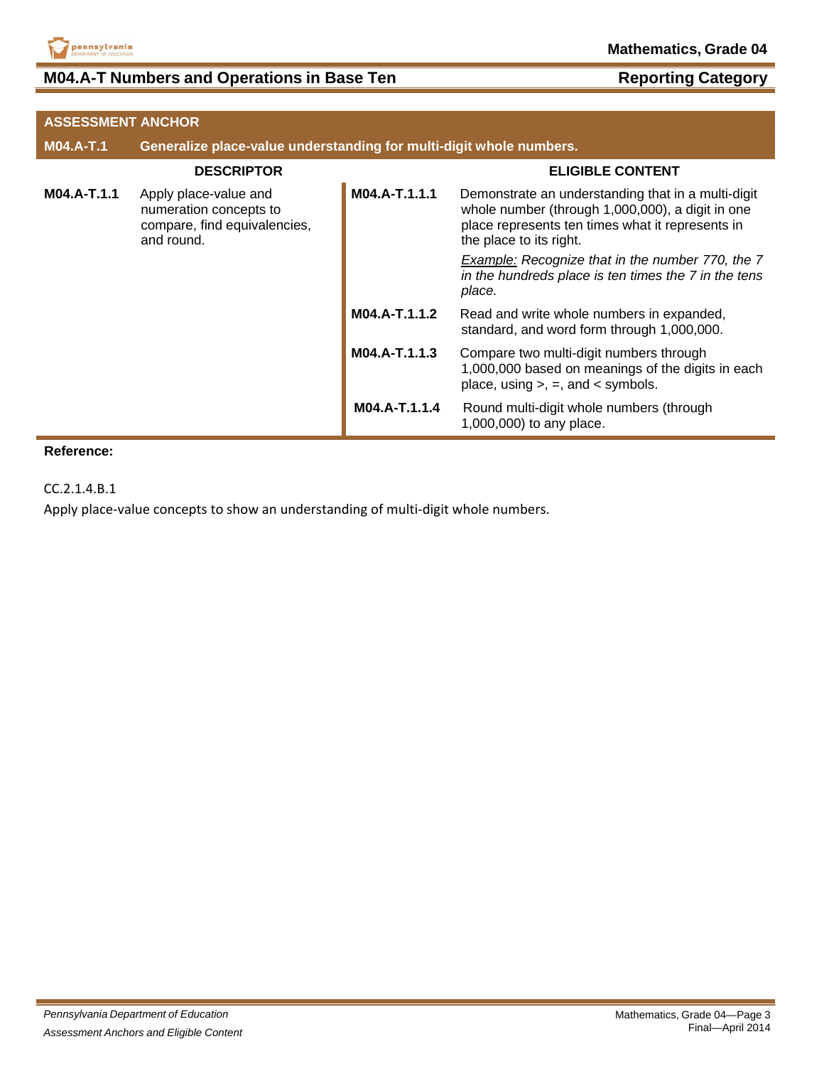## M04.A-T Numbers and Operations in Base Ten — Reporting Category

| ASSESSMENT ANCHOR | | | |
|---|---|---|---|
| **M04.A-T.1** | **Generalize place-value understanding for multi-digit whole numbers.** | | |
| | **DESCRIPTOR** | | **ELIGIBLE CONTENT** |
| **M04.A-T.1.1** | Apply place-value and numeration concepts to compare, find equivalencies, and round. | **M04.A-T.1.1.1** | Demonstrate an understanding that in a multi-digit whole number (through 1,000,000), a digit in one place represents ten times what it represents in the place to its right. <br><br> *Example: Recognize that in the number 770, the 7 in the hundreds place is ten times the 7 in the tens place.* |
| | | **M04.A-T.1.1.2** | Read and write whole numbers in expanded, standard, and word form through 1,000,000. |
| | | **M04.A-T.1.1.3** | Compare two multi-digit numbers through 1,000,000 based on meanings of the digits in each place, using >, =, and < symbols. |
| | | **M04.A-T.1.1.4** | Round multi-digit whole numbers (through 1,000,000) to any place. |

**Reference:**

CC.2.1.4.B.1

Apply place-value concepts to show an understanding of multi-digit whole numbers.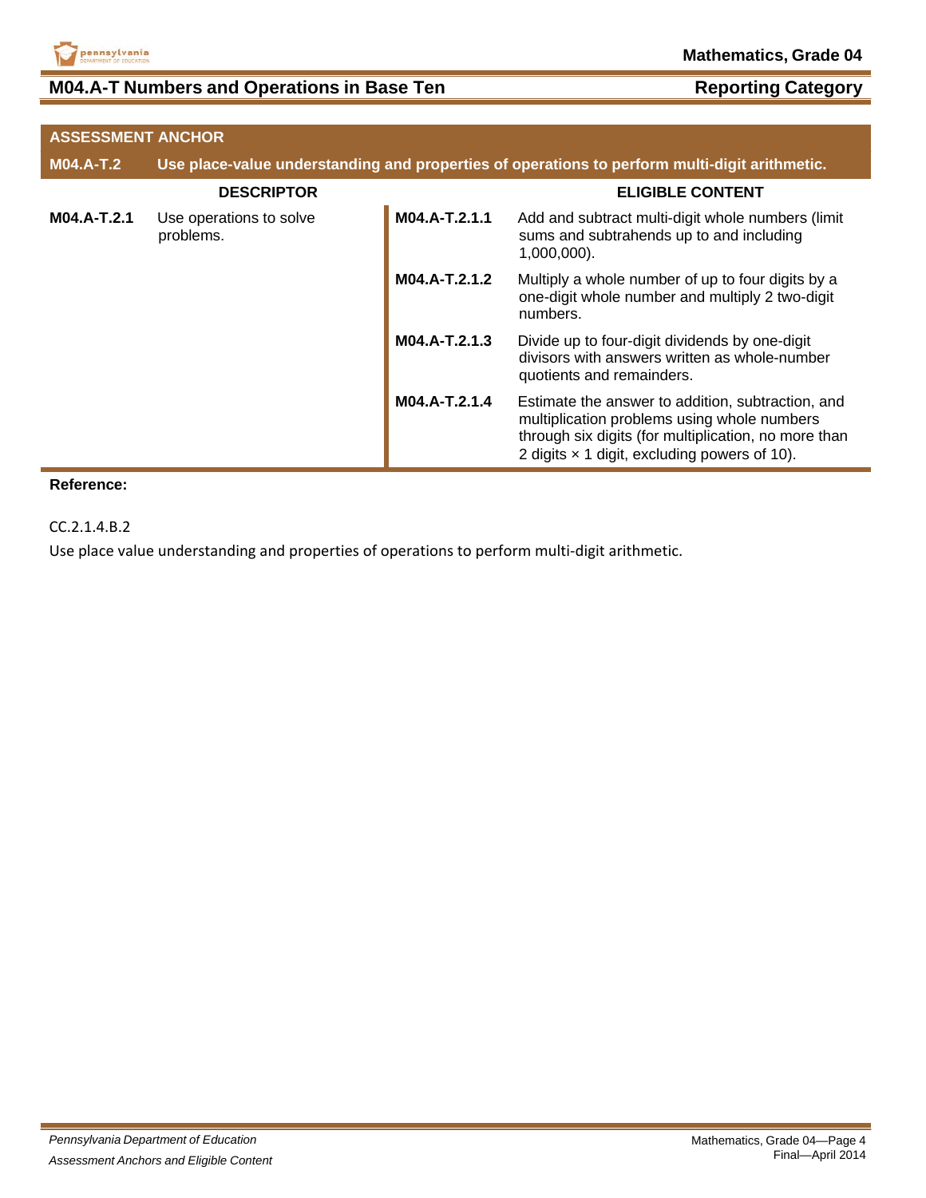## M04.A-T Numbers and Operations in Base Ten

**Reporting Category**

| ASSESSMENT ANCHOR | | | |
|---|---|---|---|
| **M04.A-T.2** | **Use place-value understanding and properties of operations to perform multi-digit arithmetic.** | | |
| **DESCRIPTOR** | | **ELIGIBLE CONTENT** | |
| **M04.A-T.2.1** | Use operations to solve problems. | **M04.A-T.2.1.1** | Add and subtract multi-digit whole numbers (limit sums and subtrahends up to and including 1,000,000). |
| | | **M04.A-T.2.1.2** | Multiply a whole number of up to four digits by a one-digit whole number and multiply 2 two-digit numbers. |
| | | **M04.A-T.2.1.3** | Divide up to four-digit dividends by one-digit divisors with answers written as whole-number quotients and remainders. |
| | | **M04.A-T.2.1.4** | Estimate the answer to addition, subtraction, and multiplication problems using whole numbers through six digits (for multiplication, no more than 2 digits × 1 digit, excluding powers of 10). |

**Reference:**

CC.2.1.4.B.2

Use place value understanding and properties of operations to perform multi-digit arithmetic.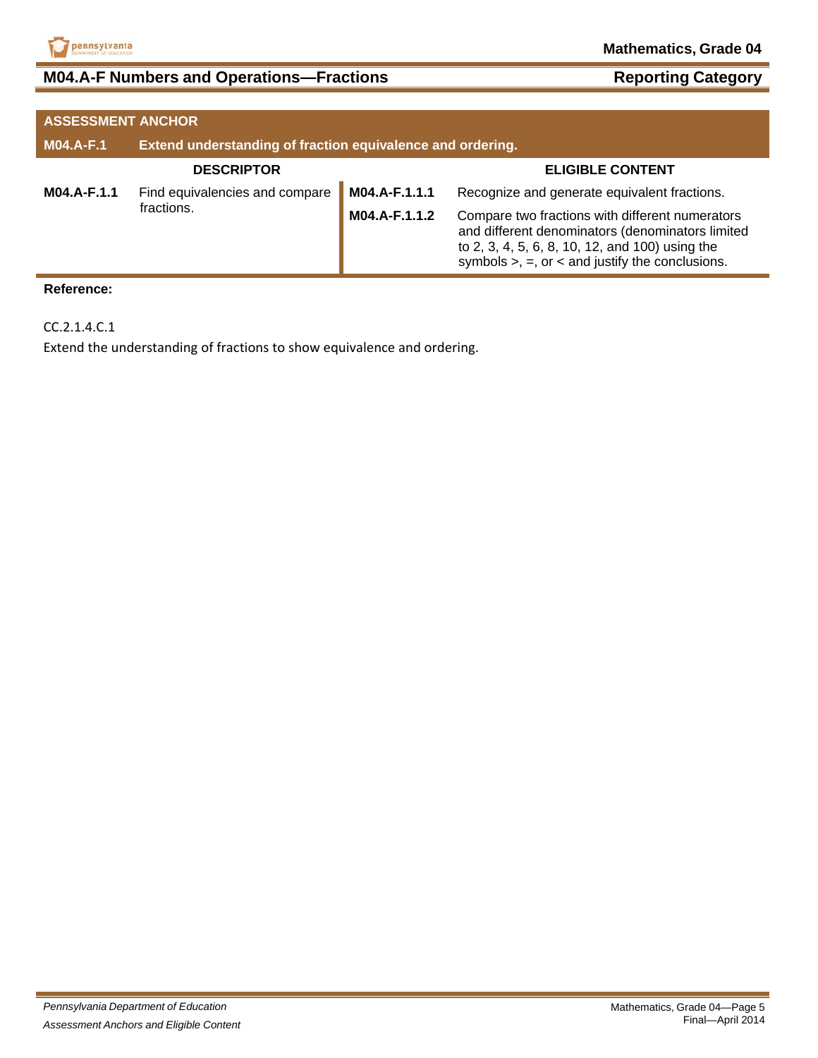## M04.A-F Numbers and Operations—Fractions

**Reporting Category**

| ASSESSMENT ANCHOR | | | |
|---|---|---|---|
| **M04.A-F.1** | **Extend understanding of fraction equivalence and ordering.** | | |
| | **DESCRIPTOR** | | **ELIGIBLE CONTENT** |
| **M04.A-F.1.1** | Find equivalencies and compare fractions. | **M04.A-F.1.1.1** | Recognize and generate equivalent fractions. |
| | | **M04.A-F.1.1.2** | Compare two fractions with different numerators and different denominators (denominators limited to 2, 3, 4, 5, 6, 8, 10, 12, and 100) using the symbols >, =, or < and justify the conclusions. |

**Reference:**

CC.2.1.4.C.1

Extend the understanding of fractions to show equivalence and ordering.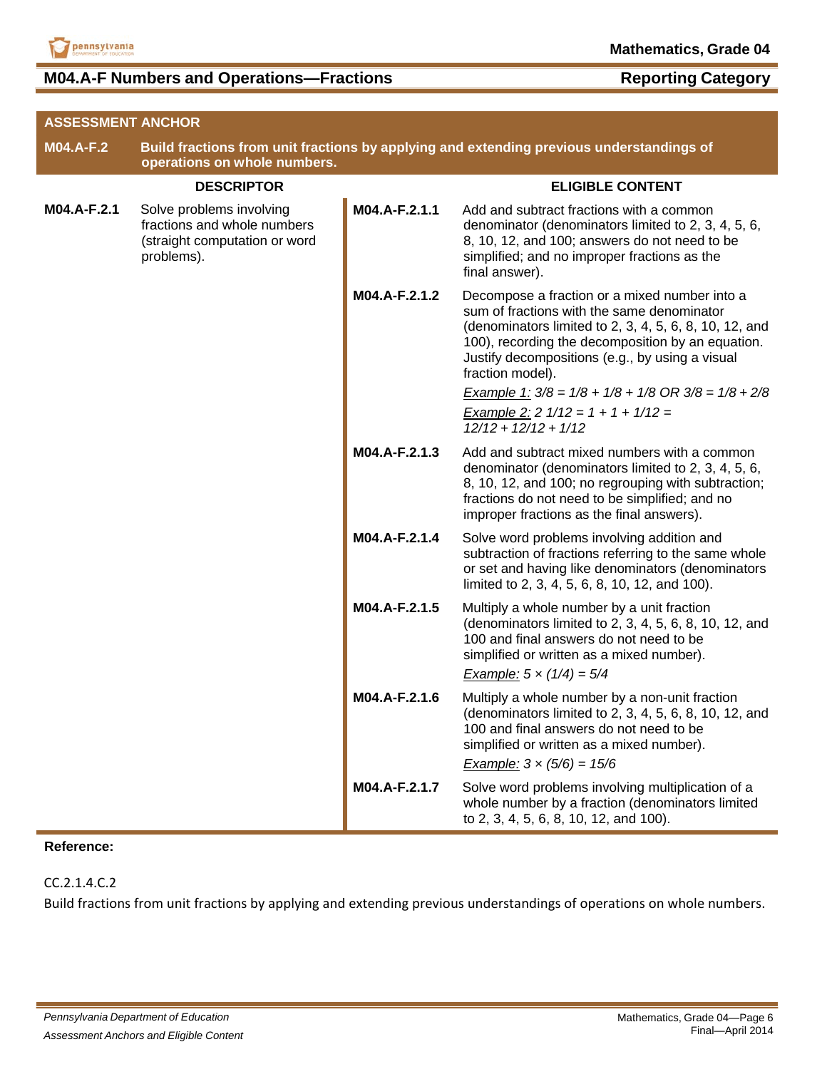## M04.A-F Numbers and Operations—Fractions

**Reporting Category**

| ASSESSMENT ANCHOR | | | |
|---|---|---|---|
| **M04.A-F.2** | **Build fractions from unit fractions by applying and extending previous understandings of operations on whole numbers.** | | |
| | **DESCRIPTOR** | | **ELIGIBLE CONTENT** |
| **M04.A-F.2.1** | Solve problems involving fractions and whole numbers (straight computation or word problems). | **M04.A-F.2.1.1** | Add and subtract fractions with a common denominator (denominators limited to 2, 3, 4, 5, 6, 8, 10, 12, and 100; answers do not need to be simplified; and no improper fractions as the final answer). |
| | | **M04.A-F.2.1.2** | Decompose a fraction or a mixed number into a sum of fractions with the same denominator (denominators limited to 2, 3, 4, 5, 6, 8, 10, 12, and 100), recording the decomposition by an equation. Justify decompositions (e.g., by using a visual fraction model). <br> *Example 1:* $3/8 = 1/8 + 1/8 + 1/8$ OR $3/8 = 1/8 + 2/8$ <br> *Example 2:* $2\ 1/12 = 1 + 1 + 1/12 = 12/12 + 12/12 + 1/12$ |
| | | **M04.A-F.2.1.3** | Add and subtract mixed numbers with a common denominator (denominators limited to 2, 3, 4, 5, 6, 8, 10, 12, and 100; no regrouping with subtraction; fractions do not need to be simplified; and no improper fractions as the final answers). |
| | | **M04.A-F.2.1.4** | Solve word problems involving addition and subtraction of fractions referring to the same whole or set and having like denominators (denominators limited to 2, 3, 4, 5, 6, 8, 10, 12, and 100). |
| | | **M04.A-F.2.1.5** | Multiply a whole number by a unit fraction (denominators limited to 2, 3, 4, 5, 6, 8, 10, 12, and 100 and final answers do not need to be simplified or written as a mixed number). <br> *Example:* $5 \times (1/4) = 5/4$ |
| | | **M04.A-F.2.1.6** | Multiply a whole number by a non-unit fraction (denominators limited to 2, 3, 4, 5, 6, 8, 10, 12, and 100 and final answers do not need to be simplified or written as a mixed number). <br> *Example:* $3 \times (5/6) = 15/6$ |
| | | **M04.A-F.2.1.7** | Solve word problems involving multiplication of a whole number by a fraction (denominators limited to 2, 3, 4, 5, 6, 8, 10, 12, and 100). |

**Reference:**

CC.2.1.4.C.2

Build fractions from unit fractions by applying and extending previous understandings of operations on whole numbers.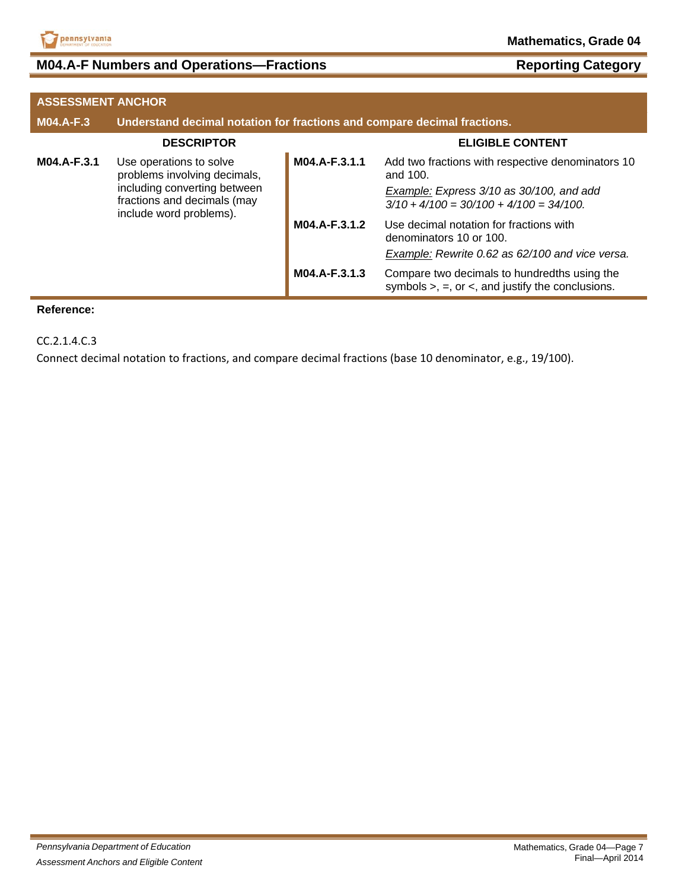## M04.A-F Numbers and Operations—Fractions

**Reporting Category**

| ASSESSMENT ANCHOR | | | |
|---|---|---|---|
| **M04.A-F.3** | **Understand decimal notation for fractions and compare decimal fractions.** | | |
| **DESCRIPTOR** | | **ELIGIBLE CONTENT** | |
| **M04.A-F.3.1** | Use operations to solve problems involving decimals, including converting between fractions and decimals (may include word problems). | **M04.A-F.3.1.1** | Add two fractions with respective denominators 10 and 100. *Example:* *Express 3/10 as 30/100, and add 3/10 + 4/100 = 30/100 + 4/100 = 34/100.* |
| | | **M04.A-F.3.1.2** | Use decimal notation for fractions with denominators 10 or 100. *Example:* *Rewrite 0.62 as 62/100 and vice versa.* |
| | | **M04.A-F.3.1.3** | Compare two decimals to hundredths using the symbols >, =, or <, and justify the conclusions. |

**Reference:**

CC.2.1.4.C.3

Connect decimal notation to fractions, and compare decimal fractions (base 10 denominator, e.g., 19/100).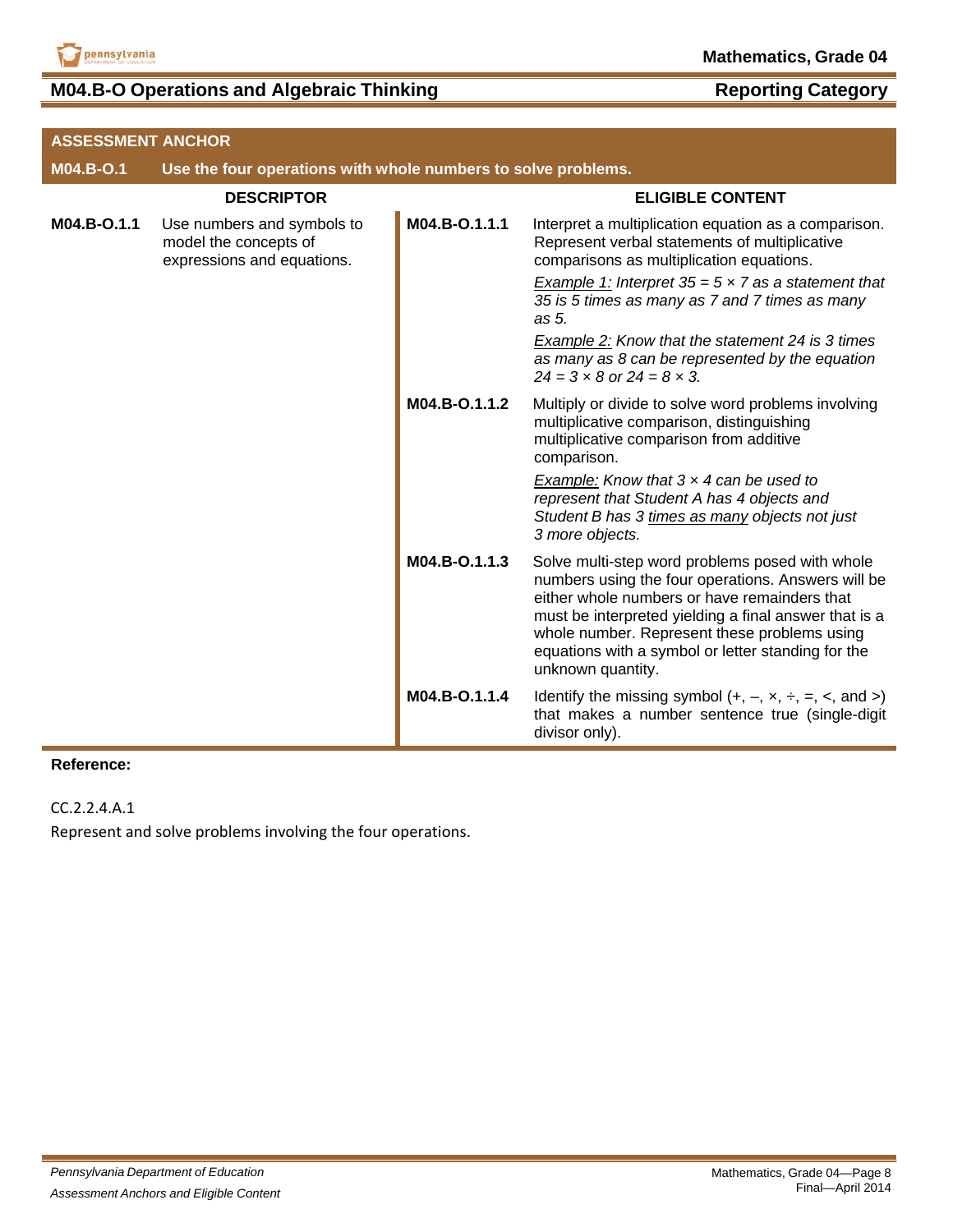## M04.B-O Operations and Algebraic Thinking

**Reporting Category**

| ASSESSMENT ANCHOR | | | |
|---|---|---|---|
| **M04.B-O.1** | **Use the four operations with whole numbers to solve problems.** | | |
| **DESCRIPTOR** | | **ELIGIBLE CONTENT** | |
| **M04.B-O.1.1** | Use numbers and symbols to model the concepts of expressions and equations. | **M04.B-O.1.1.1** | Interpret a multiplication equation as a comparison. Represent verbal statements of multiplicative comparisons as multiplication equations.<br><br>*Example 1: Interpret $35 = 5 \times 7$ as a statement that 35 is 5 times as many as 7 and 7 times as many as 5.*<br><br>*Example 2: Know that the statement 24 is 3 times as many as 8 can be represented by the equation $24 = 3 \times 8$ or $24 = 8 \times 3$.* |
| | | **M04.B-O.1.1.2** | Multiply or divide to solve word problems involving multiplicative comparison, distinguishing multiplicative comparison from additive comparison.<br><br>*Example: Know that $3 \times 4$ can be used to represent that Student A has 4 objects and Student B has 3 times as many objects not just 3 more objects.* |
| | | **M04.B-O.1.1.3** | Solve multi-step word problems posed with whole numbers using the four operations. Answers will be either whole numbers or have remainders that must be interpreted yielding a final answer that is a whole number. Represent these problems using equations with a symbol or letter standing for the unknown quantity. |
| | | **M04.B-O.1.1.4** | Identify the missing symbol (+, –, ×, ÷, =, <, and >) that makes a number sentence true (single-digit divisor only). |

**Reference:**

CC.2.2.4.A.1

Represent and solve problems involving the four operations.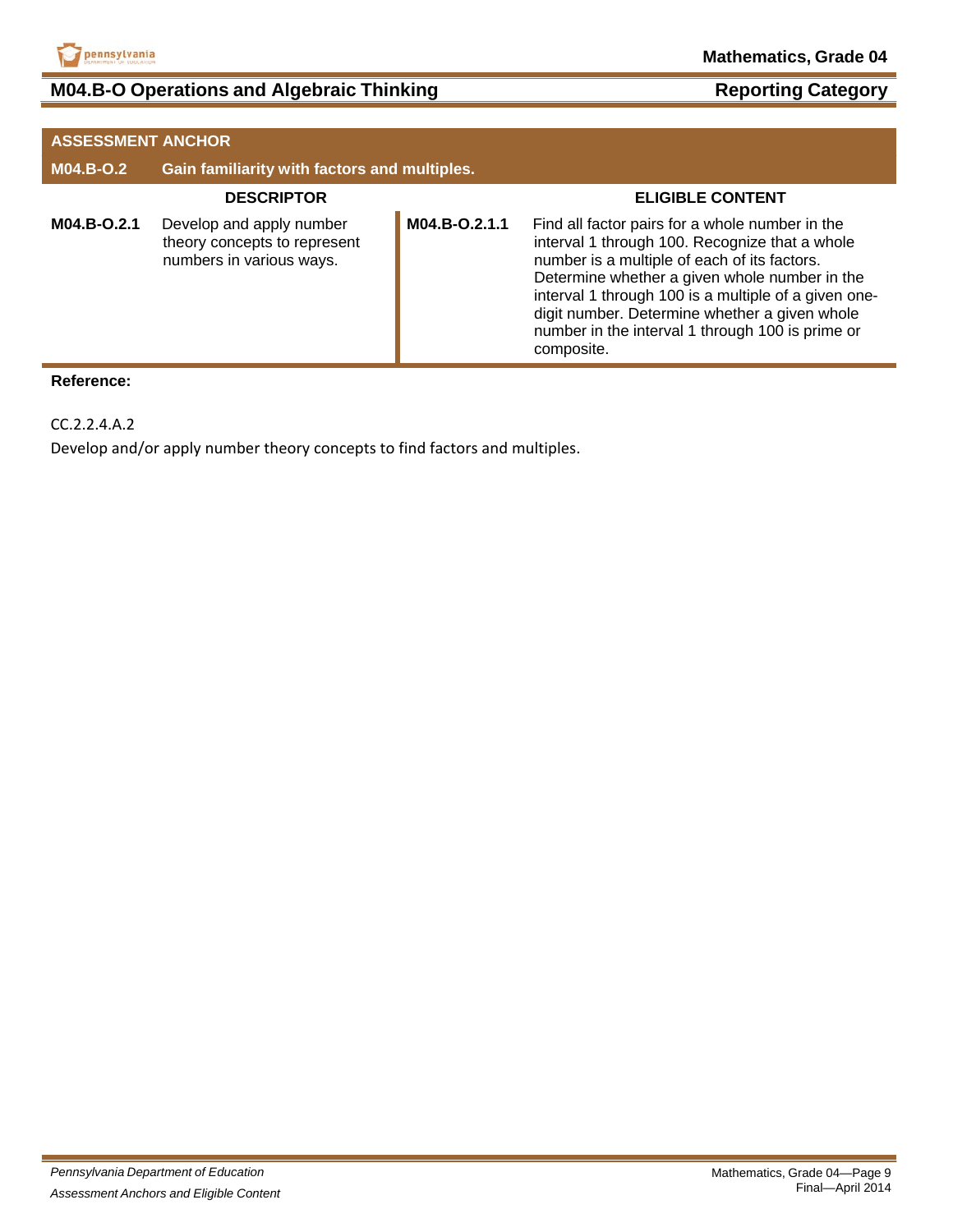## M04.B-O Operations and Algebraic Thinking

**Reporting Category**

| ASSESSMENT ANCHOR | | | |
|---|---|---|---|
| **M04.B-O.2** | **Gain familiarity with factors and multiples.** | | |
| **DESCRIPTOR** | | **ELIGIBLE CONTENT** | |
| **M04.B-O.2.1** | Develop and apply number theory concepts to represent numbers in various ways. | **M04.B-O.2.1.1** | Find all factor pairs for a whole number in the interval 1 through 100. Recognize that a whole number is a multiple of each of its factors. Determine whether a given whole number in the interval 1 through 100 is a multiple of a given one-digit number. Determine whether a given whole number in the interval 1 through 100 is prime or composite. |

**Reference:**

CC.2.2.4.A.2

Develop and/or apply number theory concepts to find factors and multiples.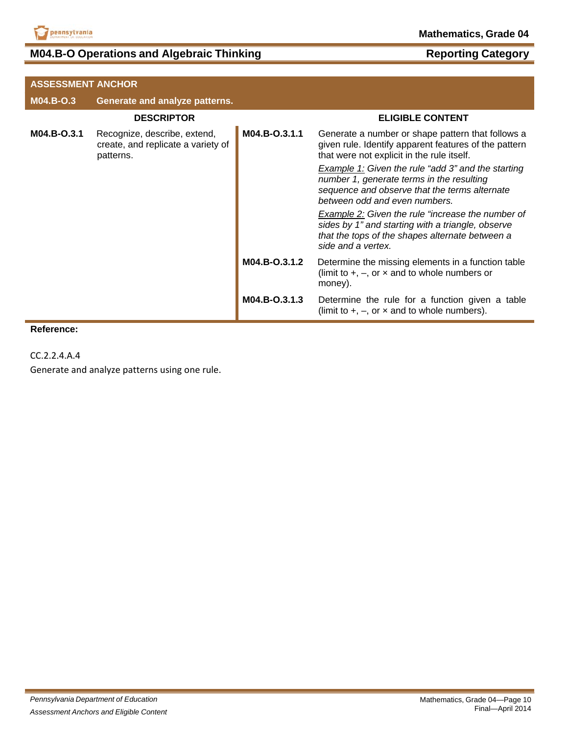## M04.B-O Operations and Algebraic Thinking — Reporting Category

| ASSESSMENT ANCHOR | | | |
|---|---|---|---|
| **M04.B-O.3** | **Generate and analyze patterns.** | | |
| **DESCRIPTOR** | | **ELIGIBLE CONTENT** | |
| **M04.B-O.3.1** | Recognize, describe, extend, create, and replicate a variety of patterns. | **M04.B-O.3.1.1** | Generate a number or shape pattern that follows a given rule. Identify apparent features of the pattern that were not explicit in the rule itself.<br><br>*<u>Example 1:</u> Given the rule "add 3" and the starting number 1, generate terms in the resulting sequence and observe that the terms alternate between odd and even numbers.*<br><br>*<u>Example 2:</u> Given the rule "increase the number of sides by 1" and starting with a triangle, observe that the tops of the shapes alternate between a side and a vertex.* |
| | | **M04.B-O.3.1.2** | Determine the missing elements in a function table (limit to +, –, or × and to whole numbers or money). |
| | | **M04.B-O.3.1.3** | Determine the rule for a function given a table (limit to +, –, or × and to whole numbers). |

**Reference:**

CC.2.2.4.A.4

Generate and analyze patterns using one rule.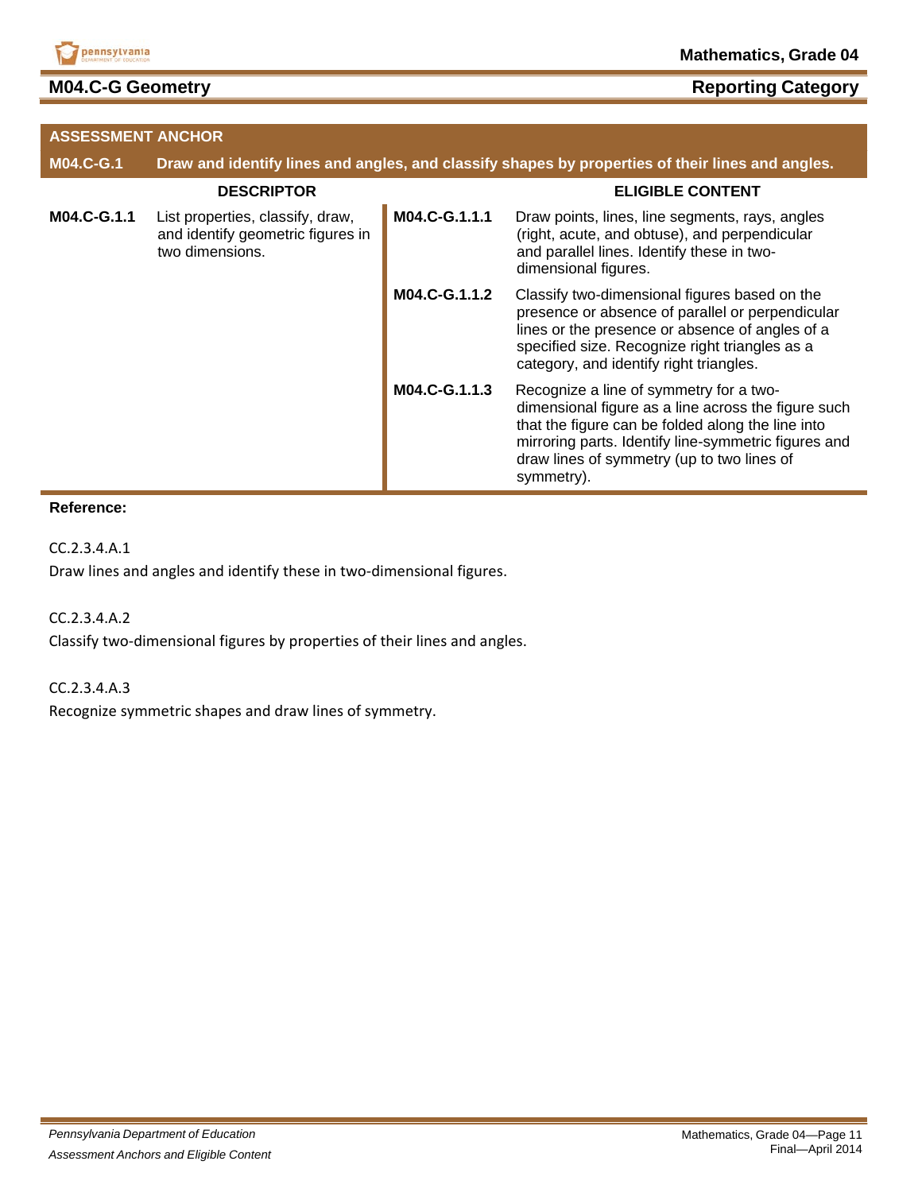## M04.C-G Geometry

**Reporting Category**

| ASSESSMENT ANCHOR | | | |
|---|---|---|---|
| **M04.C-G.1** | **Draw and identify lines and angles, and classify shapes by properties of their lines and angles.** | | |
| **DESCRIPTOR** | | **ELIGIBLE CONTENT** | |
| **M04.C-G.1.1** | List properties, classify, draw, and identify geometric figures in two dimensions. | **M04.C-G.1.1.1** | Draw points, lines, line segments, rays, angles (right, acute, and obtuse), and perpendicular and parallel lines. Identify these in two-dimensional figures. |
| | | **M04.C-G.1.1.2** | Classify two-dimensional figures based on the presence or absence of parallel or perpendicular lines or the presence or absence of angles of a specified size. Recognize right triangles as a category, and identify right triangles. |
| | | **M04.C-G.1.1.3** | Recognize a line of symmetry for a two-dimensional figure as a line across the figure such that the figure can be folded along the line into mirroring parts. Identify line-symmetric figures and draw lines of symmetry (up to two lines of symmetry). |

**Reference:**

CC.2.3.4.A.1

Draw lines and angles and identify these in two-dimensional figures.

CC.2.3.4.A.2

Classify two-dimensional figures by properties of their lines and angles.

CC.2.3.4.A.3

Recognize symmetric shapes and draw lines of symmetry.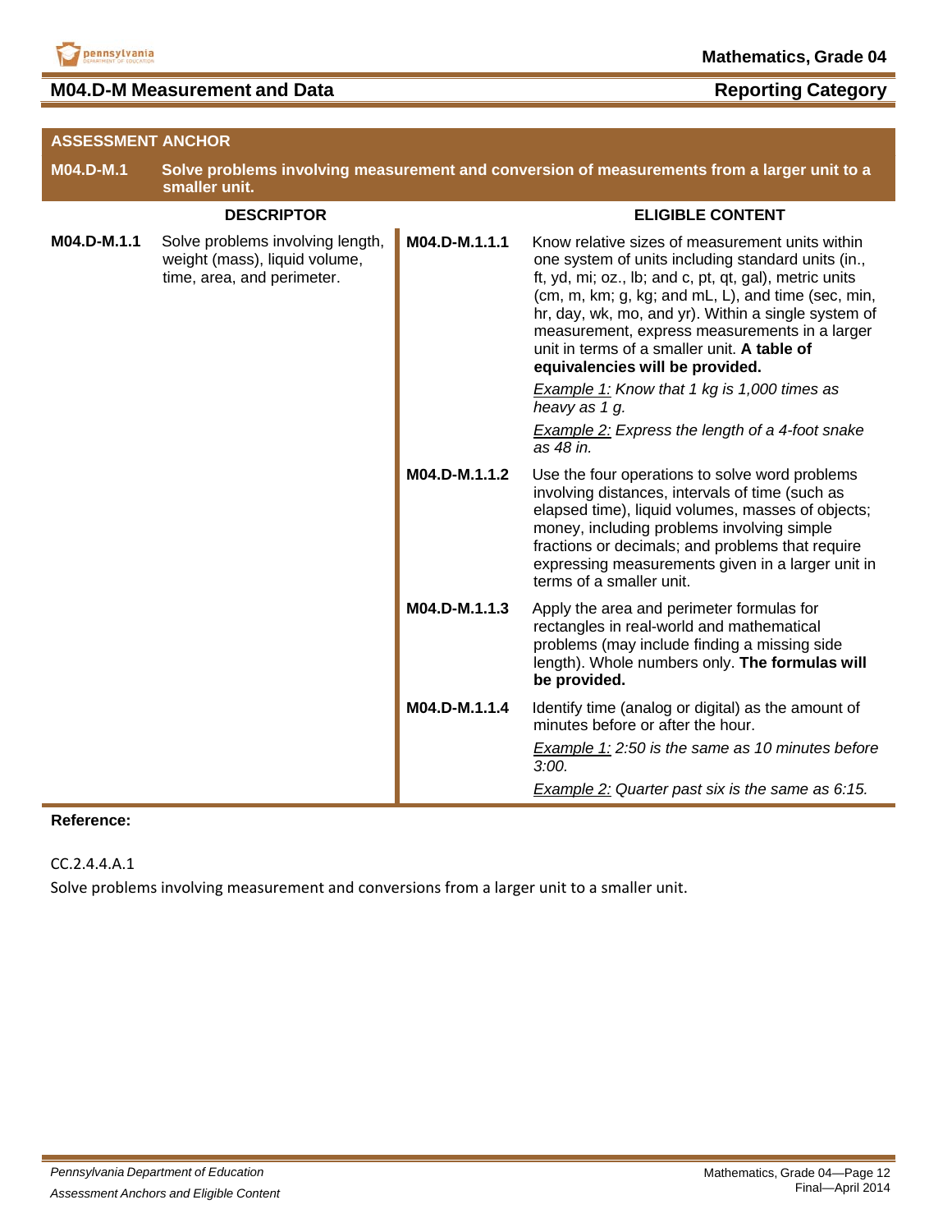## M04.D-M Measurement and Data — Reporting Category

| ASSESSMENT ANCHOR | |
|---|---|
| **M04.D-M.1** | **Solve problems involving measurement and conversion of measurements from a larger unit to a smaller unit.** |

| DESCRIPTOR | | ELIGIBLE CONTENT | |
|---|---|---|---|
| **M04.D-M.1.1** | Solve problems involving length, weight (mass), liquid volume, time, area, and perimeter. | **M04.D-M.1.1.1** | Know relative sizes of measurement units within one system of units including standard units (in., ft, yd, mi; oz., lb; and c, pt, qt, gal), metric units (cm, m, km; g, kg; and mL, L), and time (sec, min, hr, day, wk, mo, and yr). Within a single system of measurement, express measurements in a larger unit in terms of a smaller unit. **A table of equivalencies will be provided.** <br><br> *<u>Example 1:</u> Know that 1 kg is 1,000 times as heavy as 1 g.* <br><br> *<u>Example 2:</u> Express the length of a 4-foot snake as 48 in.* |
| | | **M04.D-M.1.1.2** | Use the four operations to solve word problems involving distances, intervals of time (such as elapsed time), liquid volumes, masses of objects; money, including problems involving simple fractions or decimals; and problems that require expressing measurements given in a larger unit in terms of a smaller unit. |
| | | **M04.D-M.1.1.3** | Apply the area and perimeter formulas for rectangles in real-world and mathematical problems (may include finding a missing side length). Whole numbers only. **The formulas will be provided.** |
| | | **M04.D-M.1.1.4** | Identify time (analog or digital) as the amount of minutes before or after the hour. <br><br> *<u>Example 1:</u> 2:50 is the same as 10 minutes before 3:00.* <br><br> *<u>Example 2:</u> Quarter past six is the same as 6:15.* |

**Reference:**

CC.2.4.4.A.1

Solve problems involving measurement and conversions from a larger unit to a smaller unit.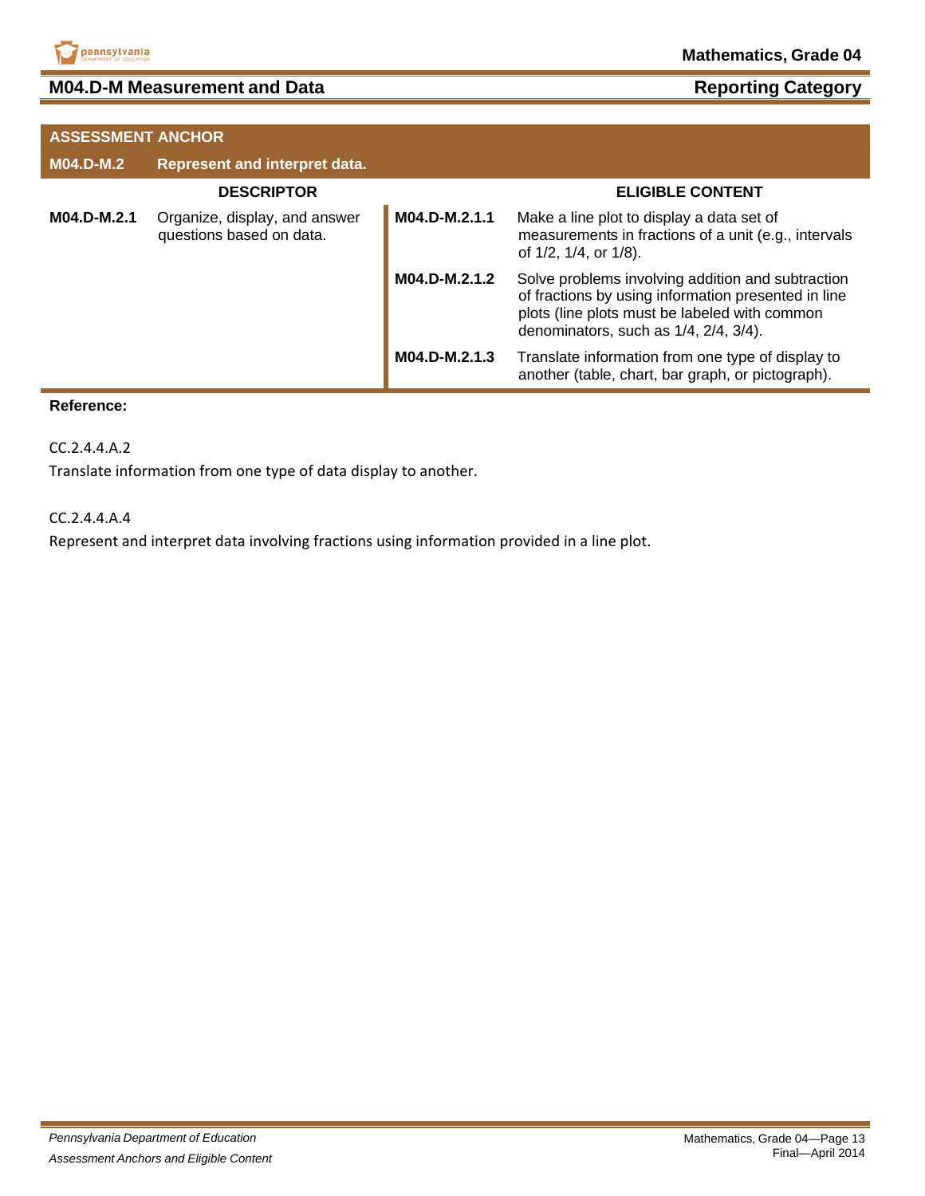## M04.D-M Measurement and Data — Reporting Category

| ASSESSMENT ANCHOR | | | |
|---|---|---|---|
| **M04.D-M.2** | **Represent and interpret data.** | | |
| **DESCRIPTOR** | | **ELIGIBLE CONTENT** | |
| **M04.D-M.2.1** | Organize, display, and answer questions based on data. | **M04.D-M.2.1.1** | Make a line plot to display a data set of measurements in fractions of a unit (e.g., intervals of 1/2, 1/4, or 1/8). |
| | | **M04.D-M.2.1.2** | Solve problems involving addition and subtraction of fractions by using information presented in line plots (line plots must be labeled with common denominators, such as 1/4, 2/4, 3/4). |
| | | **M04.D-M.2.1.3** | Translate information from one type of display to another (table, chart, bar graph, or pictograph). |

**Reference:**

CC.2.4.4.A.2

Translate information from one type of data display to another.

CC.2.4.4.A.4

Represent and interpret data involving fractions using information provided in a line plot.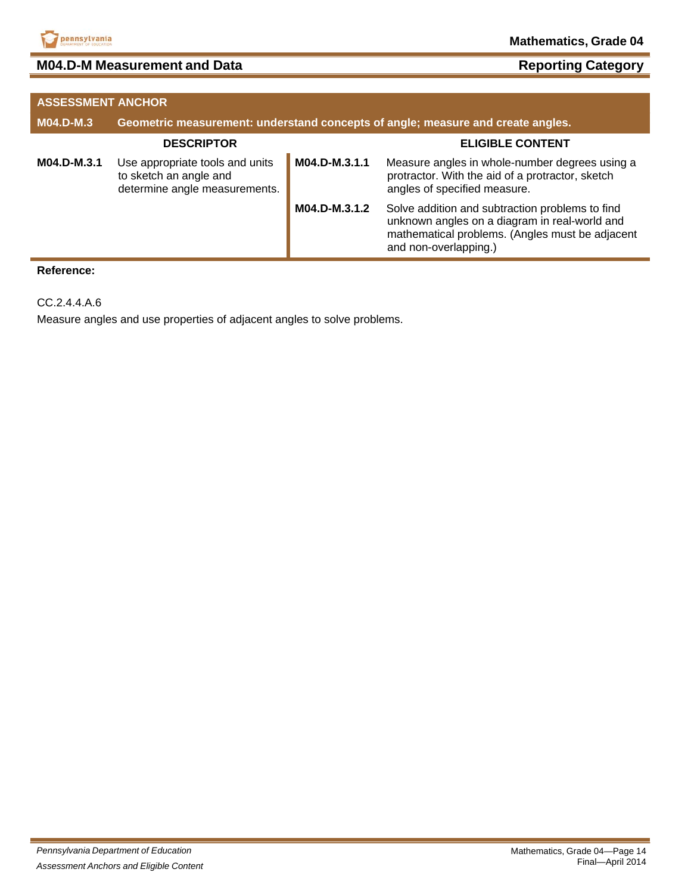## M04.D-M Measurement and Data — Reporting Category

| ASSESSMENT ANCHOR | | | |
|---|---|---|---|
| **M04.D-M.3** | **Geometric measurement: understand concepts of angle; measure and create angles.** | | |
| **DESCRIPTOR** | | **ELIGIBLE CONTENT** | |
| **M04.D-M.3.1** | Use appropriate tools and units to sketch an angle and determine angle measurements. | **M04.D-M.3.1.1** | Measure angles in whole-number degrees using a protractor. With the aid of a protractor, sketch angles of specified measure. |
| | | **M04.D-M.3.1.2** | Solve addition and subtraction problems to find unknown angles on a diagram in real-world and mathematical problems. (Angles must be adjacent and non-overlapping.) |

**Reference:**

CC.2.4.4.A.6

Measure angles and use properties of adjacent angles to solve problems.